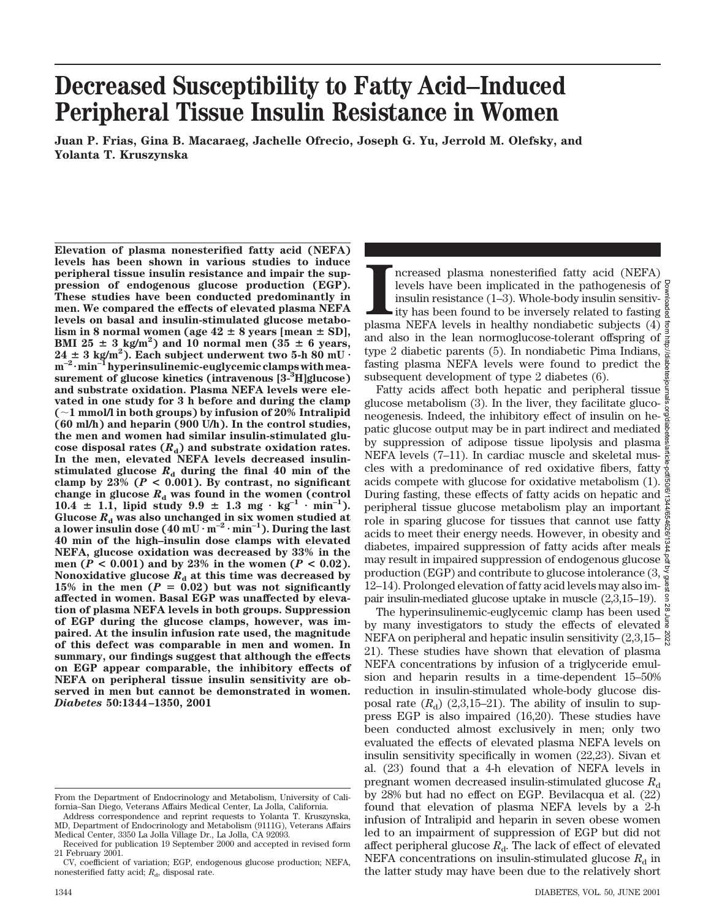# Decreased Susceptibility to Fatty Acid–Induced Peripheral Tissue Insulin Resistance in Women

**Juan P. Frias, Gina B. Macaraeg, Jachelle Ofrecio, Joseph G. Yu, Jerrold M. Olefsky, and Yolanta T. Kruszynska**

**Elevation of plasma nonesterified fatty acid (NEFA) levels has been shown in various studies to induce peripheral tissue insulin resistance and impair the suppression of endogenous glucose production (EGP). These studies have been conducted predominantly in men. We compared the effects of elevated plasma NEFA levels on basal and insulin-stimulated glucose metabolism in 8 normal women (age 42 ± 8 years [mean ± SD], BMI 25 ± 3 kg/m$^2$) and 10 normal men (35 ± 6 years, 24 ± 3 kg/m$^2$). Each subject underwent two 5-h 80 mU · m$^{-2}$ · min$^{-1}$ hyperinsulinemic-euglycemic clamps with measurement of glucose kinetics (intravenous [3-$^3$H]glucose) and substrate oxidation. Plasma NEFA levels were elevated in one study for 3 h before and during the clamp (~1 mmol/l in both groups) by infusion of 20% Intralipid (60 ml/h) and heparin (900 U/h). In the control studies, the men and women had similar insulin-stimulated glucose disposal rates ($R_d$) and substrate oxidation rates. In the men, elevated NEFA levels decreased insulin-stimulated glucose $R_d$ during the final 40 min of the clamp by 23% ($P$ < 0.001). By contrast, no significant change in glucose $R_d$ was found in the women (control 10.4 ± 1.1, lipid study 9.9 ± 1.3 mg · kg$^{-1}$ · min$^{-1}$). Glucose $R_d$ was also unchanged in six women studied at a lower insulin dose (40 mU · m$^{-2}$ · min$^{-1}$). During the last 40 min of the high–insulin dose clamps with elevated NEFA, glucose oxidation was decreased by 33% in the men ($P$ < 0.001) and by 23% in the women ($P$ < 0.02). Nonoxidative glucose $R_d$ at this time was decreased by 15% in the men ($P$ = 0.02) but was not significantly affected in women. Basal EGP was unaffected by elevation of plasma NEFA levels in both groups. Suppression of EGP during the glucose clamps, however, was impaired. At the insulin infusion rate used, the magnitude of this defect was comparable in men and women. In summary, our findings suggest that although the effects on EGP appear comparable, the inhibitory effects of NEFA on peripheral tissue insulin sensitivity are observed in men but cannot be demonstrated in women.** ***Diabetes*** **50:1344–1350, 2001**

Increased plasma nonesterified fatty acid (NEFA) levels have been implicated in the pathogenesis of insulin resistance (1–3). Whole-body insulin sensitivity has been found to be inversely related to fasting plasma NEFA levels in healthy nondiabetic subjects (4) and also in the lean normoglucose-tolerant offspring of type 2 diabetic parents (5). In nondiabetic Pima Indians, fasting plasma NEFA levels were found to predict the subsequent development of type 2 diabetes (6).

Fatty acids affect both hepatic and peripheral tissue glucose metabolism (3). In the liver, they facilitate gluconeogenesis. Indeed, the inhibitory effect of insulin on hepatic glucose output may be in part indirect and mediated by suppression of adipose tissue lipolysis and plasma NEFA levels (7–11). In cardiac muscle and skeletal muscles with a predominance of red oxidative fibers, fatty acids compete with glucose for oxidative metabolism (1). During fasting, these effects of fatty acids on hepatic and peripheral tissue glucose metabolism play an important role in sparing glucose for tissues that cannot use fatty acids to meet their energy needs. However, in obesity and diabetes, impaired suppression of fatty acids after meals may result in impaired suppression of endogenous glucose production (EGP) and contribute to glucose intolerance (3, 12–14). Prolonged elevation of fatty acid levels may also impair insulin-mediated glucose uptake in muscle (2,3,15–19).

The hyperinsulinemic-euglycemic clamp has been used by many investigators to study the effects of elevated NEFA on peripheral and hepatic insulin sensitivity (2,3,15–21). These studies have shown that elevation of plasma NEFA concentrations by infusion of a triglyceride emulsion and heparin results in a time-dependent 15–50% reduction in insulin-stimulated whole-body glucose disposal rate ($R_d$) (2,3,15–21). The ability of insulin to suppress EGP is also impaired (16,20). These studies have been conducted almost exclusively in men; only two evaluated the effects of elevated plasma NEFA levels on insulin sensitivity specifically in women (22,23). Sivan et al. (23) found that a 4-h elevation of NEFA levels in pregnant women decreased insulin-stimulated glucose $R_d$ by 28% but had no effect on EGP. Bevilacqua et al. (22) found that elevation of plasma NEFA levels by a 2-h infusion of Intralipid and heparin in seven obese women led to an impairment of suppression of EGP but did not affect peripheral glucose $R_d$. The lack of effect of elevated NEFA concentrations on insulin-stimulated glucose $R_d$ in the latter study may have been due to the relatively short

From the Department of Endocrinology and Metabolism, University of California–San Diego, Veterans Affairs Medical Center, La Jolla, California.

Address correspondence and reprint requests to Yolanta T. Kruszynska, MD, Department of Endocrinology and Metabolism (9111G), Veterans Affairs Medical Center, 3350 La Jolla Village Dr., La Jolla, CA 92093.

Received for publication 19 September 2000 and accepted in revised form 21 February 2001.

CV, coefficient of variation; EGP, endogenous glucose production; NEFA, nonesterified fatty acid; $R_d$, disposal rate.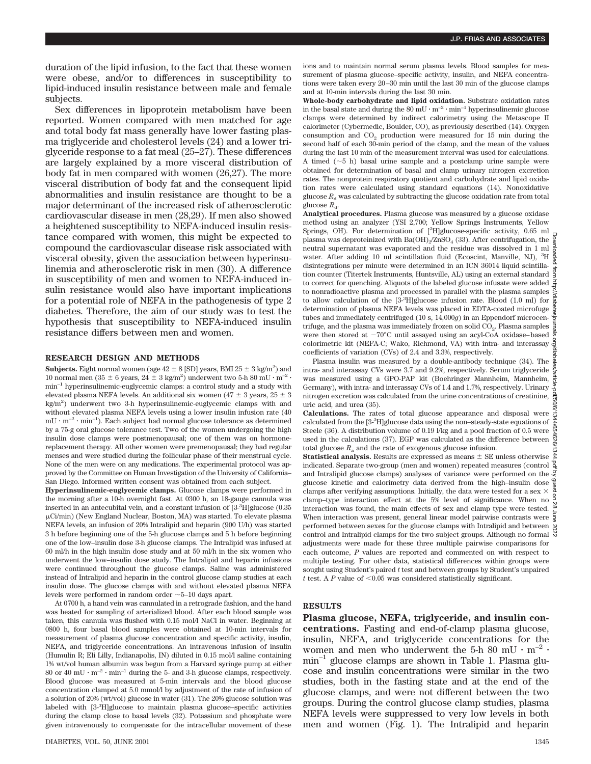duration of the lipid infusion, to the fact that these women were obese, and/or to differences in susceptibility to lipid-induced insulin resistance between male and female subjects.

Sex differences in lipoprotein metabolism have been reported. Women compared with men matched for age and total body fat mass generally have lower fasting plasma triglyceride and cholesterol levels (24) and a lower triglyceride response to a fat meal (25–27). These differences are largely explained by a more visceral distribution of body fat in men compared with women (26,27). The more visceral distribution of body fat and the consequent lipid abnormalities and insulin resistance are thought to be a major determinant of the increased risk of atherosclerotic cardiovascular disease in men (28,29). If men also showed a heightened susceptibility to NEFA-induced insulin resistance compared with women, this might be expected to compound the cardiovascular disease risk associated with visceral obesity, given the association between hyperinsulinemia and atherosclerotic risk in men (30). A difference in susceptibility of men and women to NEFA-induced insulin resistance would also have important implications for a potential role of NEFA in the pathogenesis of type 2 diabetes. Therefore, the aim of our study was to test the hypothesis that susceptibility to NEFA-induced insulin resistance differs between men and women.

## RESEARCH DESIGN AND METHODS

**Subjects.** Eight normal women (age 42 ± 8 [SD] years, BMI 25 ± 3 $kg/m^2$) and 10 normal men (35 ± 6 years, 24 ± 3 $kg/m^2$) underwent two 5-h 80 $mU \cdot m^{-2} \cdot min^{-1}$ hyperinsulinemic-euglycemic clamps: a control study and a study with elevated plasma NEFA levels. An additional six women (47 ± 3 years, 25 ± 3 $kg/m^2$) underwent two 3-h hyperinsulinemic-euglycemic clamps with and without elevated plasma NEFA levels using a lower insulin infusion rate (40 $mU \cdot m^{-2} \cdot min^{-1}$). Each subject had normal glucose tolerance as determined by a 75-g oral glucose tolerance test. Two of the women undergoing the high insulin dose clamps were postmenopausal; one of them was on hormone-replacement therapy. All other women were premenopausal; they had regular menses and were studied during the follicular phase of their menstrual cycle. None of the men were on any medications. The experimental protocol was approved by the Committee on Human Investigation of the University of California–San Diego. Informed written consent was obtained from each subject.

**Hyperinsulinemic-euglycemic clamps.** Glucose clamps were performed in the morning after a 10-h overnight fast. At 0300 h, an 18-gauge cannula was inserted in an antecubital vein, and a constant infusion of [3-$^3$H]glucose (0.35 μCi/min) (New England Nuclear, Boston, MA) was started. To elevate plasma NEFA levels, an infusion of 20% Intralipid and heparin (900 U/h) was started 3 h before beginning one of the 5-h glucose clamps and 5 h before beginning one of the low–insulin dose 3-h glucose clamps. The Intralipid was infused at 60 ml/h in the high insulin dose study and at 50 ml/h in the six women who underwent the low–insulin dose study. The Intralipid and heparin infusions were continued throughout the glucose clamps. Saline was administered instead of Intralipid and heparin in the control glucose clamp studies at each insulin dose. The glucose clamps with and without elevated plasma NEFA levels were performed in random order ~5–10 days apart.

At 0700 h, a hand vein was cannulated in a retrograde fashion, and the hand was heated for sampling of arterialized blood. After each blood sample was taken, this cannula was flushed with 0.15 mol/l NaCl in water. Beginning at 0800 h, four basal blood samples were obtained at 10-min intervals for measurement of plasma glucose concentration and specific activity, insulin, NEFA, and triglyceride concentrations. An intravenous infusion of insulin (Humulin R; Eli Lilly, Indianapolis, IN) diluted in 0.15 mol/l saline containing 1% wt/vol human albumin was begun from a Harvard syringe pump at either 80 or 40 $mU \cdot m^{-2} \cdot min^{-1}$ during the 5- and 3-h glucose clamps, respectively. Blood glucose was measured at 5-min intervals and the blood glucose concentration clamped at 5.0 mmol/l by adjustment of the rate of infusion of a solution of 20% (wt/vol) glucose in water (31). The 20% glucose solution was labeled with [3-$^3$H]glucose to maintain plasma glucose–specific activities during the clamp close to basal levels (32). Potassium and phosphate were given intravenously to compensate for the intracellular movement of these ions and to maintain normal serum plasma levels. Blood samples for measurement of plasma glucose–specific activity, insulin, and NEFA concentrations were taken every 20–30 min until the last 30 min of the glucose clamps and at 10-min intervals during the last 30 min.

**Whole-body carbohydrate and lipid oxidation.** Substrate oxidation rates in the basal state and during the 80 $mU \cdot m^{-2} \cdot min^{-1}$ hyperinsulinemic glucose clamps were determined by indirect calorimetry using the Metascope II calorimeter (Cybermedic, Boulder, CO), as previously described (14). Oxygen consumption and $CO_2$ production were measured for 15 min during the second half of each 30-min period of the clamp, and the mean of the values during the last 10 min of the measurement interval was used for calculations. A timed (~5 h) basal urine sample and a postclamp urine sample were obtained for determination of basal and clamp urinary nitrogen excretion rates. The nonprotein respiratory quotient and carbohydrate and lipid oxidation rates were calculated using standard equations (14). Nonoxidative glucose $R_d$ was calculated by subtracting the glucose oxidation rate from total glucose $R_d$.

**Analytical procedures.** Plasma glucose was measured by a glucose oxidase method using an analyzer (YSI 2,700; Yellow Springs Instruments, Yellow Springs, OH). For determination of [$^3$H]glucose-specific activity, 0.65 ml plasma was deproteinized with $Ba(OH)_2/ZnSO_4$ (33). After centrifugation, the neutral supernatant was evaporated and the residue was dissolved in 1 ml water. After adding 10 ml scintillation fluid (Ecoscint, Manville, NJ), $^3$H disintegrations per minute were determined in an ICN 36014 liquid scintillation counter (Titertek Instruments, Huntsville, AL) using an external standard to correct for quenching. Aliquots of the labeled glucose infusate were added to nonradioactive plasma and processed in parallel with the plasma samples to allow calculation of the [3-$^3$H]glucose infusion rate. Blood (1.0 ml) for determination of plasma NEFA levels was placed in EDTA-coated microfuge tubes and immediately centrifuged (10 s, 14,000*g*) in an Eppendorf microcentrifuge, and the plasma was immediately frozen on solid $CO_2$. Plasma samples were then stored at −70°C until assayed using an acyl-CoA oxidase–based colorimetric kit (NEFA-C; Wako, Richmond, VA) with intra- and interassay coefficients of variation (CVs) of 2.4 and 3.3%, respectively.

Plasma insulin was measured by a double-antibody technique (34). The intra- and interassay CVs were 3.7 and 9.2%, respectively. Serum triglyceride was measured using a GPO-PAP kit (Boehringer Mannheim, Mannheim, Germany), with intra- and interassay CVs of 1.4 and 1.7%, respectively. Urinary nitrogen excretion was calculated from the urine concentrations of creatinine, uric acid, and urea (35).

**Calculations.** The rates of total glucose appearance and disposal were calculated from the [3-$^3$H]glucose data using the non–steady-state equations of Steele (36). A distribution volume of 0.19 l/kg and a pool fraction of 0.5 were used in the calculations (37). EGP was calculated as the difference between total glucose $R_a$ and the rate of exogenous glucose infusion.

**Statistical analysis.** Results are expressed as means ± SE unless otherwise indicated. Separate two-group (men and women) repeated measures (control and Intralipid glucose clamps) analyses of variance were performed on the glucose kinetic and calorimetry data derived from the high–insulin dose clamps after verifying assumptions. Initially, the data were tested for a sex × clamp–type interaction effect at the 5% level of significance. When no interaction was found, the main effects of sex and clamp type were tested. When interaction was present, general linear model pairwise contrasts were performed between sexes for the glucose clamps with Intralipid and between control and Intralipid clamps for the two subject groups. Although no formal adjustments were made for these three multiple pairwise comparisons for each outcome, *P* values are reported and commented on with respect to multiple testing. For other data, statistical differences within groups were sought using Student's paired *t* test and between groups by Student's unpaired *t* test. A *P* value of <0.05 was considered statistically significant.

## RESULTS

**Plasma glucose, NEFA, triglyceride, and insulin concentrations.** Fasting and end-of-clamp plasma glucose, insulin, NEFA, and triglyceride concentrations for the women and men who underwent the 5-h 80 $mU \cdot m^{-2} \cdot min^{-1}$ glucose clamps are shown in Table 1. Plasma glucose and insulin concentrations were similar in the two studies, both in the fasting state and at the end of the glucose clamps, and were not different between the two groups. During the control glucose clamp studies, plasma NEFA levels were suppressed to very low levels in both men and women (Fig. 1). The Intralipid and heparin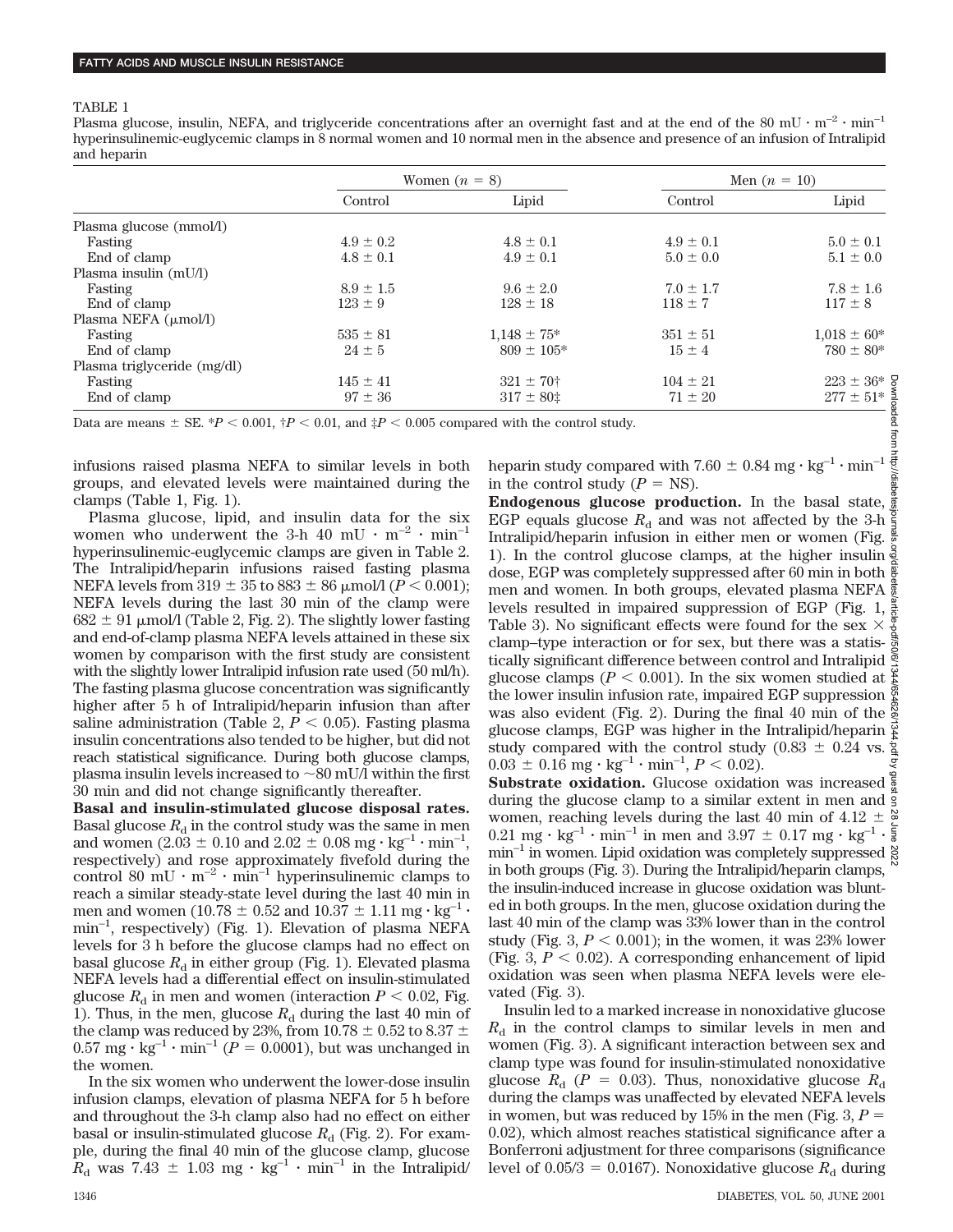TABLE 1

Plasma glucose, insulin, NEFA, and triglyceride concentrations after an overnight fast and at the end of the 80 mU · m$^{-2}$ · min$^{-1}$ hyperinsulinemic-euglycemic clamps in 8 normal women and 10 normal men in the absence and presence of an infusion of Intralipid and heparin

| | Women ($n$ = 8) | | Men ($n$ = 10) | |
|---|---|---|---|---|
| | Control | Lipid | Control | Lipid |
| Plasma glucose (mmol/l) | | | | |
| Fasting | 4.9 ± 0.2 | 4.8 ± 0.1 | 4.9 ± 0.1 | 5.0 ± 0.1 |
| End of clamp | 4.8 ± 0.1 | 4.9 ± 0.1 | 5.0 ± 0.0 | 5.1 ± 0.0 |
| Plasma insulin (mU/l) | | | | |
| Fasting | 8.9 ± 1.5 | 9.6 ± 2.0 | 7.0 ± 1.7 | 7.8 ± 1.6 |
| End of clamp | 123 ± 9 | 128 ± 18 | 118 ± 7 | 117 ± 8 |
| Plasma NEFA (μmol/l) | | | | |
| Fasting | 535 ± 81 | 1,148 ± 75* | 351 ± 51 | 1,018 ± 60* |
| End of clamp | 24 ± 5 | 809 ± 105* | 15 ± 4 | 780 ± 80* |
| Plasma triglyceride (mg/dl) | | | | |
| Fasting | 145 ± 41 | 321 ± 70† | 104 ± 21 | 223 ± 36* |
| End of clamp | 97 ± 36 | 317 ± 80‡ | 71 ± 20 | 277 ± 51* |

Data are means ± SE. *$P < 0.001$, †$P < 0.01$, and ‡$P < 0.005$ compared with the control study.

infusions raised plasma NEFA to similar levels in both groups, and elevated levels were maintained during the clamps (Table 1, Fig. 1).

Plasma glucose, lipid, and insulin data for the six women who underwent the 3-h 40 mU · m$^{-2}$ · min$^{-1}$ hyperinsulinemic-euglycemic clamps are given in Table 2. The Intralipid/heparin infusions raised fasting plasma NEFA levels from 319 ± 35 to 883 ± 86 μmol/l ($P < 0.001$); NEFA levels during the last 30 min of the clamp were 682 ± 91 μmol/l (Table 2, Fig. 2). The slightly lower fasting and end-of-clamp plasma NEFA levels attained in these six women by comparison with the first study are consistent with the slightly lower Intralipid infusion rate used (50 ml/h). The fasting plasma glucose concentration was significantly higher after 5 h of Intralipid/heparin infusion than after saline administration (Table 2, $P < 0.05$). Fasting plasma insulin concentrations also tended to be higher, but did not reach statistical significance. During both glucose clamps, plasma insulin levels increased to ~80 mU/l within the first 30 min and did not change significantly thereafter.

**Basal and insulin-stimulated glucose disposal rates.** Basal glucose $R_d$ in the control study was the same in men and women (2.03 ± 0.10 and 2.02 ± 0.08 mg · kg$^{-1}$ · min$^{-1}$, respectively) and rose approximately fivefold during the control 80 mU · m$^{-2}$ · min$^{-1}$ hyperinsulinemic clamps to reach a similar steady-state level during the last 40 min in men and women (10.78 ± 0.52 and 10.37 ± 1.11 mg · kg$^{-1}$ · min$^{-1}$, respectively) (Fig. 1). Elevation of plasma NEFA levels for 3 h before the glucose clamps had no effect on basal glucose $R_d$ in either group (Fig. 1). Elevated plasma NEFA levels had a differential effect on insulin-stimulated glucose $R_d$ in men and women (interaction $P < 0.02$, Fig. 1). Thus, in the men, glucose $R_d$ during the last 40 min of the clamp was reduced by 23%, from 10.78 ± 0.52 to 8.37 ± 0.57 mg · kg$^{-1}$ · min$^{-1}$ ($P = 0.0001$), but was unchanged in the women.

In the six women who underwent the lower-dose insulin infusion clamps, elevation of plasma NEFA for 5 h before and throughout the 3-h clamp also had no effect on either basal or insulin-stimulated glucose $R_d$ (Fig. 2). For example, during the final 40 min of the glucose clamp, glucose $R_d$ was 7.43 ± 1.03 mg · kg$^{-1}$ · min$^{-1}$ in the Intralipid/heparin study compared with 7.60 ± 0.84 mg · kg$^{-1}$ · min$^{-1}$ in the control study ($P$ = NS).

**Endogenous glucose production.** In the basal state, EGP equals glucose $R_d$ and was not affected by the 3-h Intralipid/heparin infusion in either men or women (Fig. 1). In the control glucose clamps, at the higher insulin dose, EGP was completely suppressed after 60 min in both men and women. In both groups, elevated plasma NEFA levels resulted in impaired suppression of EGP (Fig. 1, Table 3). No significant effects were found for the sex × clamp–type interaction or for sex, but there was a statistically significant difference between control and Intralipid glucose clamps ($P < 0.001$). In the six women studied at the lower insulin infusion rate, impaired EGP suppression was also evident (Fig. 2). During the final 40 min of the glucose clamps, EGP was higher in the Intralipid/heparin study compared with the control study (0.83 ± 0.24 vs. 0.03 ± 0.16 mg · kg$^{-1}$ · min$^{-1}$, $P < 0.02$).

**Substrate oxidation.** Glucose oxidation was increased during the glucose clamp to a similar extent in men and women, reaching levels during the last 40 min of 4.12 ± 0.21 mg · kg$^{-1}$ · min$^{-1}$ in men and 3.97 ± 0.17 mg · kg$^{-1}$ · min$^{-1}$ in women. Lipid oxidation was completely suppressed in both groups (Fig. 3). During the Intralipid/heparin clamps, the insulin-induced increase in glucose oxidation was blunted in both groups. In the men, glucose oxidation during the last 40 min of the clamp was 33% lower than in the control study (Fig. 3, $P < 0.001$); in the women, it was 23% lower (Fig. 3, $P < 0.02$). A corresponding enhancement of lipid oxidation was seen when plasma NEFA levels were elevated (Fig. 3).

Insulin led to a marked increase in nonoxidative glucose $R_d$ in the control clamps to similar levels in men and women (Fig. 3). A significant interaction between sex and clamp type was found for insulin-stimulated nonoxidative glucose $R_d$ ($P = 0.03$). Thus, nonoxidative glucose $R_d$ during the clamps was unaffected by elevated NEFA levels in women, but was reduced by 15% in the men (Fig. 3, $P = 0.02$), which almost reaches statistical significance after a Bonferroni adjustment for three comparisons (significance level of 0.05/3 = 0.0167). Nonoxidative glucose $R_d$ during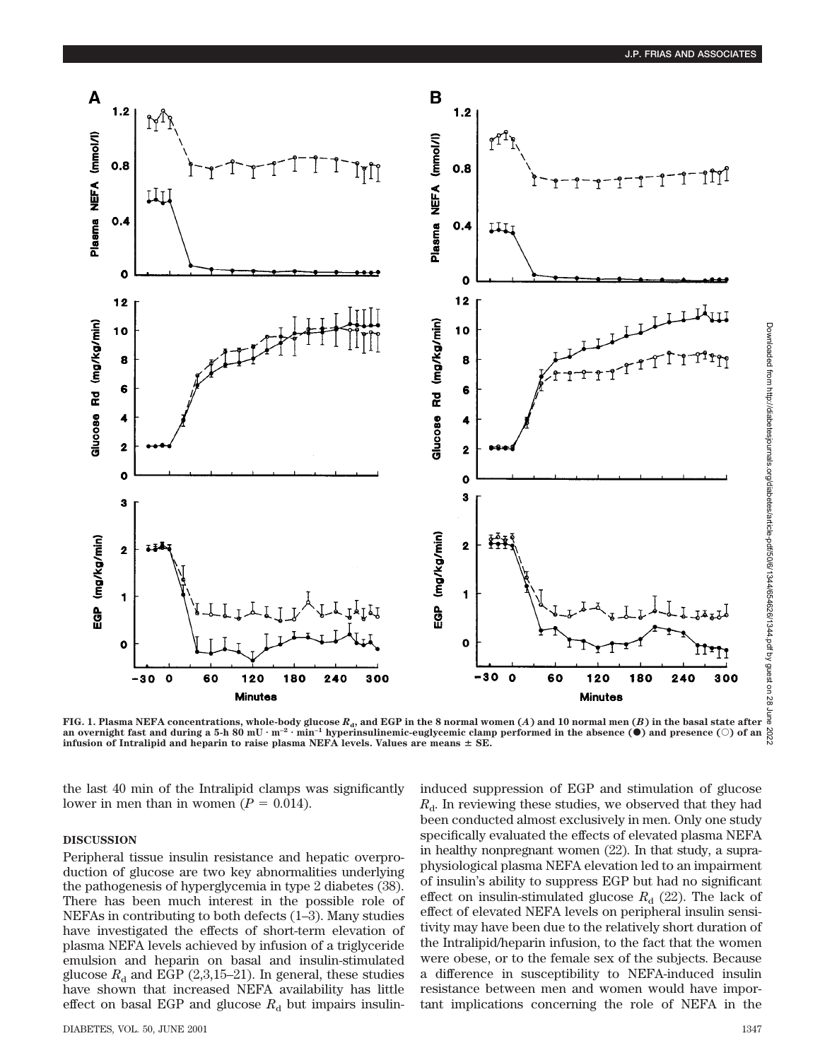FIG. 1. Plasma NEFA concentrations, whole-body glucose $R_d$, and EGP in the 8 normal women (*A*) and 10 normal men (*B*) in the basal state after an overnight fast and during a 5-h 80 mU · m$^{-2}$ · min$^{-1}$ hyperinsulinemic-euglycemic clamp performed in the absence (●) and presence (○) of an infusion of Intralipid and heparin to raise plasma NEFA levels. Values are means ± SE.

the last 40 min of the Intralipid clamps was significantly lower in men than in women ($P = 0.014$).

## DISCUSSION

Peripheral tissue insulin resistance and hepatic overproduction of glucose are two key abnormalities underlying the pathogenesis of hyperglycemia in type 2 diabetes (38). There has been much interest in the possible role of NEFAs in contributing to both defects (1–3). Many studies have investigated the effects of short-term elevation of plasma NEFA levels achieved by infusion of a triglyceride emulsion and heparin on basal and insulin-stimulated glucose $R_d$ and EGP (2,3,15–21). In general, these studies have shown that increased NEFA availability has little effect on basal EGP and glucose $R_d$ but impairs insulin-induced suppression of EGP and stimulation of glucose $R_d$. In reviewing these studies, we observed that they had been conducted almost exclusively in men. Only one study specifically evaluated the effects of elevated plasma NEFA in healthy nonpregnant women (22). In that study, a supraphysiological plasma NEFA elevation led to an impairment of insulin's ability to suppress EGP but had no significant effect on insulin-stimulated glucose $R_d$ (22). The lack of effect of elevated NEFA levels on peripheral insulin sensitivity may have been due to the relatively short duration of the Intralipid/heparin infusion, to the fact that the women were obese, or to the female sex of the subjects. Because a difference in susceptibility to NEFA-induced insulin resistance between men and women would have important implications concerning the role of NEFA in the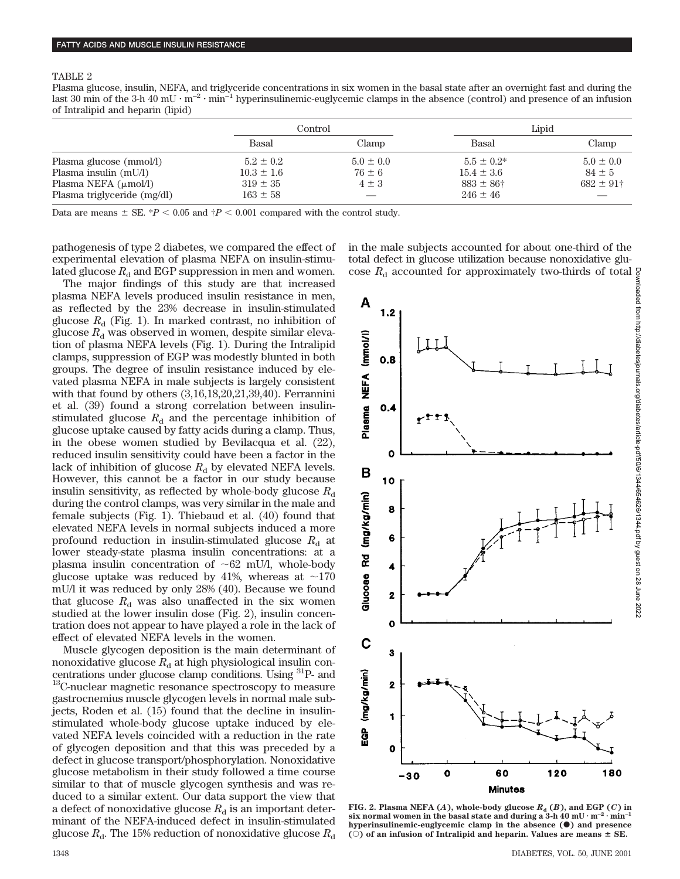TABLE 2

Plasma glucose, insulin, NEFA, and triglyceride concentrations in six women in the basal state after an overnight fast and during the last 30 min of the 3-h 40 mU · m$^{-2}$ · min$^{-1}$ hyperinsulinemic-euglycemic clamps in the absence (control) and presence of an infusion of Intralipid and heparin (lipid)

| | Control | | Lipid | |
|---|---|---|---|---|
| | Basal | Clamp | Basal | Clamp |
| Plasma glucose (mmol/l) | 5.2 ± 0.2 | 5.0 ± 0.0 | 5.5 ± 0.2* | 5.0 ± 0.0 |
| Plasma insulin (mU/l) | 10.3 ± 1.6 | 76 ± 6 | 15.4 ± 3.6 | 84 ± 5 |
| Plasma NEFA (μmol/l) | 319 ± 35 | 4 ± 3 | 883 ± 86† | 682 ± 91† |
| Plasma triglyceride (mg/dl) | 163 ± 58 | — | 246 ± 46 | — |

Data are means ± SE. *$P < 0.05$ and †$P < 0.001$ compared with the control study.

pathogenesis of type 2 diabetes, we compared the effect of experimental elevation of plasma NEFA on insulin-stimulated glucose $R_d$ and EGP suppression in men and women.

The major findings of this study are that increased plasma NEFA levels produced insulin resistance in men, as reflected by the 23% decrease in insulin-stimulated glucose $R_d$ (Fig. 1). In marked contrast, no inhibition of glucose $R_d$ was observed in women, despite similar elevation of plasma NEFA levels (Fig. 1). During the Intralipid clamps, suppression of EGP was modestly blunted in both groups. The degree of insulin resistance induced by elevated plasma NEFA in male subjects is largely consistent with that found by others (3,16,18,20,21,39,40). Ferrannini et al. (39) found a strong correlation between insulin-stimulated glucose $R_d$ and the percentage inhibition of glucose uptake caused by fatty acids during a clamp. Thus, in the obese women studied by Bevilacqua et al. (22), reduced insulin sensitivity could have been a factor in the lack of inhibition of glucose $R_d$ by elevated NEFA levels. However, this cannot be a factor in our study because insulin sensitivity, as reflected by whole-body glucose $R_d$ during the control clamps, was very similar in the male and female subjects (Fig. 1). Thiebaud et al. (40) found that elevated NEFA levels in normal subjects induced a more profound reduction in insulin-stimulated glucose $R_d$ at lower steady-state plasma insulin concentrations: at a plasma insulin concentration of ~62 mU/l, whole-body glucose uptake was reduced by 41%, whereas at ~170 mU/l it was reduced by only 28% (40). Because we found that glucose $R_d$ was also unaffected in the six women studied at the lower insulin dose (Fig. 2), insulin concentration does not appear to have played a role in the lack of effect of elevated NEFA levels in the women.

Muscle glycogen deposition is the main determinant of nonoxidative glucose $R_d$ at high physiological insulin concentrations under glucose clamp conditions. Using $^{31}$P- and $^{13}$C-nuclear magnetic resonance spectroscopy to measure gastrocnemius muscle glycogen levels in normal male subjects, Roden et al. (15) found that the decline in insulin-stimulated whole-body glucose uptake induced by elevated NEFA levels coincided with a reduction in the rate of glycogen deposition and that this was preceded by a defect in glucose transport/phosphorylation. Nonoxidative glucose metabolism in their study followed a time course similar to that of muscle glycogen synthesis and was reduced to a similar extent. Our data support the view that a defect of nonoxidative glucose $R_d$ is an important determinant of the NEFA-induced defect in insulin-stimulated glucose $R_d$. The 15% reduction of nonoxidative glucose $R_d$ in the male subjects accounted for about one-third of the total defect in glucose utilization because nonoxidative glucose $R_d$ accounted for approximately two-thirds of total

FIG. 2. Plasma NEFA (*A*), whole-body glucose $R_d$ (*B*), and EGP (*C*) in six normal women in the basal state and during a 3-h 40 mU · m$^{-2}$ · min$^{-1}$ hyperinsulinemic-euglycemic clamp in the absence (●) and presence (○) of an infusion of Intralipid and heparin. Values are means ± SE.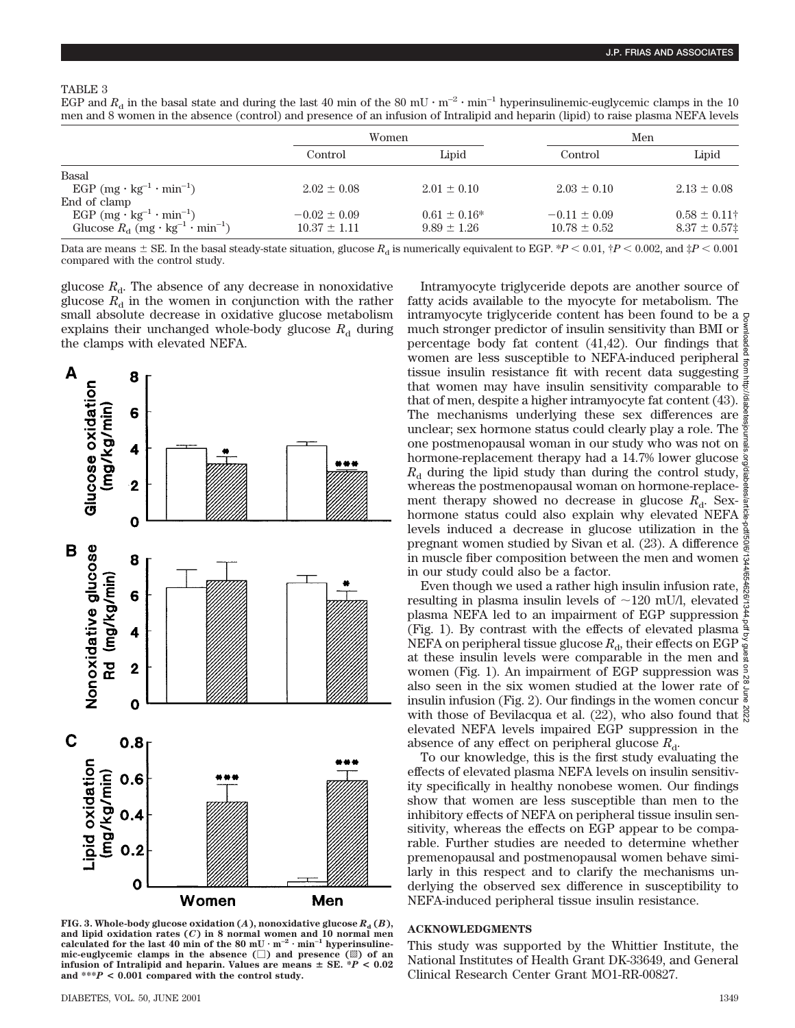TABLE 3

EGP and $R_d$ in the basal state and during the last 40 min of the 80 $mU \cdot m^{-2} \cdot min^{-1}$ hyperinsulinemic-euglycemic clamps in the 10 men and 8 women in the absence (control) and presence of an infusion of Intralipid and heparin (lipid) to raise plasma NEFA levels

| | Women | | Men | |
|---|---|---|---|---|
| | Control | Lipid | Control | Lipid |
| Basal | | | | |
| EGP ($mg \cdot kg^{-1} \cdot min^{-1}$) | 2.02 ± 0.08 | 2.01 ± 0.10 | 2.03 ± 0.10 | 2.13 ± 0.08 |
| End of clamp | | | | |
| EGP ($mg \cdot kg^{-1} \cdot min^{-1}$) | −0.02 ± 0.09 | 0.61 ± 0.16* | −0.11 ± 0.09 | 0.58 ± 0.11† |
| Glucose $R_d$ ($mg \cdot kg^{-1} \cdot min^{-1}$) | 10.37 ± 1.11 | 9.89 ± 1.26 | 10.78 ± 0.52 | 8.37 ± 0.57‡ |

Data are means ± SE. In the basal steady-state situation, glucose $R_d$ is numerically equivalent to EGP. *$P < 0.01$, †$P < 0.002$, and ‡$P < 0.001$ compared with the control study.

glucose $R_d$. The absence of any decrease in nonoxidative glucose $R_d$ in the women in conjunction with the rather small absolute decrease in oxidative glucose metabolism explains their unchanged whole-body glucose $R_d$ during the clamps with elevated NEFA.

FIG. 3. Whole-body glucose oxidation (*A*), nonoxidative glucose $R_d$ (*B*), and lipid oxidation rates (*C*) in 8 normal women and 10 normal men calculated for the last 40 min of the 80 $mU \cdot m^{-2} \cdot min^{-1}$ hyperinsulinemic-euglycemic clamps in the absence (□) and presence (▨) of an infusion of Intralipid and heparin. Values are means ± SE. *$P < 0.02$ and ***$P < 0.001$ compared with the control study.

Intramyocyte triglyceride depots are another source of fatty acids available to the myocyte for metabolism. The intramyocyte triglyceride content has been found to be a much stronger predictor of insulin sensitivity than BMI or percentage body fat content (41,42). Our findings that women are less susceptible to NEFA-induced peripheral tissue insulin resistance fit with recent data suggesting that women may have insulin sensitivity comparable to that of men, despite a higher intramyocyte fat content (43). The mechanisms underlying these sex differences are unclear; sex hormone status could clearly play a role. The one postmenopausal woman in our study who was not on hormone-replacement therapy had a 14.7% lower glucose $R_d$ during the lipid study than during the control study, whereas the postmenopausal woman on hormone-replacement therapy showed no decrease in glucose $R_d$. Sex-hormone status could also explain why elevated NEFA levels induced a decrease in glucose utilization in the pregnant women studied by Sivan et al. (23). A difference in muscle fiber composition between the men and women in our study could also be a factor.

Even though we used a rather high insulin infusion rate, resulting in plasma insulin levels of ~120 mU/l, elevated plasma NEFA led to an impairment of EGP suppression (Fig. 1). By contrast with the effects of elevated plasma NEFA on peripheral tissue glucose $R_d$, their effects on EGP at these insulin levels were comparable in the men and women (Fig. 1). An impairment of EGP suppression was also seen in the six women studied at the lower rate of insulin infusion (Fig. 2). Our findings in the women concur with those of Bevilacqua et al. (22), who also found that elevated NEFA levels impaired EGP suppression in the absence of any effect on peripheral glucose $R_d$.

To our knowledge, this is the first study evaluating the effects of elevated plasma NEFA levels on insulin sensitivity specifically in healthy nonobese women. Our findings show that women are less susceptible than men to the inhibitory effects of NEFA on peripheral tissue insulin sensitivity, whereas the effects on EGP appear to be comparable. Further studies are needed to determine whether premenopausal and postmenopausal women behave similarly in this respect and to clarify the mechanisms underlying the observed sex difference in susceptibility to NEFA-induced peripheral tissue insulin resistance.

## ACKNOWLEDGMENTS

This study was supported by the Whittier Institute, the National Institutes of Health Grant DK-33649, and General Clinical Research Center Grant MO1-RR-00827.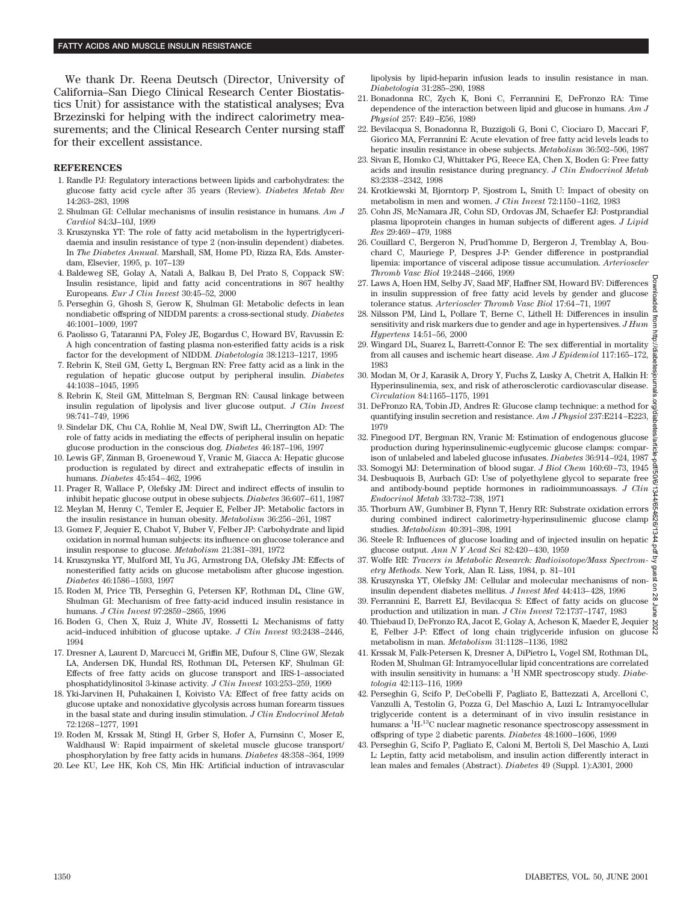We thank Dr. Reena Deutsch (Director, University of California–San Diego Clinical Research Center Biostatistics Unit) for assistance with the statistical analyses; Eva Brzezinski for helping with the indirect calorimetry measurements; and the Clinical Research Center nursing staff for their excellent assistance.

## REFERENCES

1. Randle PJ: Regulatory interactions between lipids and carbohydrates: the glucose fatty acid cycle after 35 years (Review). *Diabetes Metab Rev* 14:263–283, 1998
2. Shulman GI: Cellular mechanisms of insulin resistance in humans. *Am J Cardiol* 84:3J–10J, 1999
3. Kruszynska YT: The role of fatty acid metabolism in the hypertriglyceridaemia and insulin resistance of type 2 (non-insulin dependent) diabetes. In *The Diabetes Annual*. Marshall, SM, Home PD, Rizza RA, Eds. Amsterdam, Elsevier, 1995, p. 107–139
4. Baldeweg SE, Golay A, Natali A, Balkau B, Del Prato S, Coppack SW: Insulin resistance, lipid and fatty acid concentrations in 867 healthy Europeans. *Eur J Clin Invest* 30:45–52, 2000
5. Perseghin G, Ghosh S, Gerow K, Shulman GI: Metabolic defects in lean nondiabetic offspring of NIDDM parents: a cross-sectional study. *Diabetes* 46:1001–1009, 1997
6. Paolisso G, Tataranni PA, Foley JE, Bogardus C, Howard BV, Ravussin E: A high concentration of fasting plasma non-esterified fatty acids is a risk factor for the development of NIDDM. *Diabetologia* 38:1213–1217, 1995
7. Rebrin K, Steil GM, Getty L, Bergman RN: Free fatty acid as a link in the regulation of hepatic glucose output by peripheral insulin. *Diabetes* 44:1038–1045, 1995
8. Rebrin K, Steil GM, Mittelman S, Bergman RN: Causal linkage between insulin regulation of lipolysis and liver glucose output. *J Clin Invest* 98:741–749, 1996
9. Sindelar DK, Chu CA, Rohlie M, Neal DW, Swift LL, Cherrington AD: The role of fatty acids in mediating the effects of peripheral insulin on hepatic glucose production in the conscious dog. *Diabetes* 46:187–196, 1997
10. Lewis GF, Zinman B, Groenewoud Y, Vranic M, Giacca A: Hepatic glucose production is regulated by direct and extrahepatic effects of insulin in humans. *Diabetes* 45:454–462, 1996
11. Prager R, Wallace P, Olefsky JM: Direct and indirect effects of insulin to inhibit hepatic glucose output in obese subjects. *Diabetes* 36:607–611, 1987
12. Meylan M, Henny C, Temler E, Jequier E, Felber JP: Metabolic factors in the insulin resistance in human obesity. *Metabolism* 36:256–261, 1987
13. Gomez F, Jequier E, Chabot V, Buber V, Felber JP: Carbohydrate and lipid oxidation in normal human subjects: its influence on glucose tolerance and insulin response to glucose. *Metabolism* 21:381–391, 1972
14. Kruszynska YT, Mulford MI, Yu JG, Armstrong DA, Olefsky JM: Effects of nonesterified fatty acids on glucose metabolism after glucose ingestion. *Diabetes* 46:1586–1593, 1997
15. Roden M, Price TB, Perseghin G, Petersen KF, Rothman DL, Cline GW, Shulman GI: Mechanism of free fatty-acid induced insulin resistance in humans. *J Clin Invest* 97:2859–2865, 1996
16. Boden G, Chen X, Ruiz J, White JV, Rossetti L: Mechanisms of fatty acid–induced inhibition of glucose uptake. *J Clin Invest* 93:2438–2446, 1994
17. Dresner A, Laurent D, Marcucci M, Griffin ME, Dufour S, Cline GW, Slezak LA, Andersen DK, Hundal RS, Rothman DL, Petersen KF, Shulman GI: Effects of free fatty acids on glucose transport and IRS-1–associated phosphatidylinositol 3-kinase activity. *J Clin Invest* 103:253–259, 1999
18. Yki-Jarvinen H, Puhakainen I, Koivisto VA: Effect of free fatty acids on glucose uptake and nonoxidative glycolysis across human forearm tissues in the basal state and during insulin stimulation. *J Clin Endocrinol Metab* 72:1268–1277, 1991
19. Roden M, Krssak M, Stingl H, Grber S, Hofer A, Furnsinn C, Moser E, Waldhausl W: Rapid impairment of skeletal muscle glucose transport/phosphorylation by free fatty acids in humans. *Diabetes* 48:358–364, 1999
20. Lee KU, Lee HK, Koh CS, Min HK: Artificial induction of intravascular lipolysis by lipid-heparin infusion leads to insulin resistance in man. *Diabetologia* 31:285–290, 1988
21. Bonadonna RC, Zych K, Boni C, Ferrannini E, DeFronzo RA: Time dependence of the interaction between lipid and glucose in humans. *Am J Physiol* 257: E49–E56, 1989
22. Bevilacqua S, Bonadonna R, Buzzigoli G, Boni C, Ciociaro D, Maccari F, Giorico MA, Ferrannini E: Acute elevation of free fatty acid levels leads to hepatic insulin resistance in obese subjects. *Metabolism* 36:502–506, 1987
23. Sivan E, Homko CJ, Whittaker PG, Reece EA, Chen X, Boden G: Free fatty acids and insulin resistance during pregnancy. *J Clin Endocrinol Metab* 83:2338–2342, 1998
24. Krotkiewski M, Bjorntorp P, Sjostrom L, Smith U: Impact of obesity on metabolism in men and women. *J Clin Invest* 72:1150–1162, 1983
25. Cohn JS, McNamara JR, Cohn SD, Ordovas JM, Schaefer EJ: Postprandial plasma lipoprotein changes in human subjects of different ages. *J Lipid Res* 29:469–479, 1988
26. Couillard C, Bergeron N, Prud'homme D, Bergeron J, Tremblay A, Bouchard C, Mauriege P, Despres J-P: Gender difference in postprandial lipemia: importance of visceral adipose tissue accumulation. *Arterioscler Thromb Vasc Biol* 19:2448–2466, 1999
27. Laws A, Hoen HM, Selby JV, Saad MF, Haffner SM, Howard BV: Differences in insulin suppression of free fatty acid levels by gender and glucose tolerance status. *Arterioscler Thromb Vasc Biol* 17:64–71, 1997
28. Nilsson PM, Lind L, Pollare T, Berne C, Lithell H: Differences in insulin sensitivity and risk markers due to gender and age in hypertensives. *J Hum Hypertens* 14:51–56, 2000
29. Wingard DL, Suarez L, Barrett-Connor E: The sex differential in mortality from all causes and ischemic heart disease. *Am J Epidemiol* 117:165–172, 1983
30. Modan M, Or J, Karasik A, Drory Y, Fuchs Z, Lusky A, Chetrit A, Halkin H: Hyperinsulinemia, sex, and risk of atherosclerotic cardiovascular disease. *Circulation* 84:1165–1175, 1991
31. DeFronzo RA, Tobin JD, Andres R: Glucose clamp technique: a method for quantifying insulin secretion and resistance. *Am J Physiol* 237:E214–E223, 1979
32. Finegood DT, Bergman RN, Vranic M: Estimation of endogenous glucose production during hyperinsulinemic-euglycemic glucose clamps: comparison of unlabeled and labeled glucose infusates. *Diabetes* 36:914–924, 1987
33. Somogyi MJ: Determination of blood sugar. *J Biol Chem* 160:69–73, 1945
34. Desbuquois B, Aurbach GD: Use of polyethylene glycol to separate free and antibody-bound peptide hormones in radioimmunoassays. *J Clin Endocrinol Metab* 33:732–738, 1971
35. Thorburn AW, Gumbiner B, Flynn T, Henry RR: Substrate oxidation errors during combined indirect calorimetry-hyperinsulinemic glucose clamp studies. *Metabolism* 40:391–398, 1991
36. Steele R: Influences of glucose loading and of injected insulin on hepatic glucose output. *Ann N Y Acad Sci* 82:420–430, 1959
37. Wolfe RR: *Tracers in Metabolic Research: Radioisotope/Mass Spectrometry Methods*. New York, Alan R. Liss, 1984, p. 81–101
38. Kruszynska YT, Olefsky JM: Cellular and molecular mechanisms of non-insulin dependent diabetes mellitus. *J Invest Med* 44:413–428, 1996
39. Ferrannini E, Barrett EJ, Bevilacqua S: Effect of fatty acids on glucose production and utilization in man. *J Clin Invest* 72:1737–1747, 1983
40. Thiebaud D, DeFronzo RA, Jacot E, Golay A, Acheson K, Maeder E, Jequier E, Felber J-P: Effect of long chain triglyceride infusion on glucose metabolism in man. *Metabolism* 31:1128–1136, 1982
41. Krssak M, Falk-Petersen K, Dresner A, DiPietro L, Vogel SM, Rothman DL, Roden M, Shulman GI: Intramyocellular lipid concentrations are correlated with insulin sensitivity in humans: a $^{1}$H NMR spectroscopy study. *Diabetologia* 42:113–116, 1999
42. Perseghin G, Scifo P, DeCobelli F, Pagliato E, Battezzati A, Arcelloni C, Vanzulli A, Testolin G, Pozza G, Del Maschio A, Luzi L: Intramyocellular triglyceride content is a determinant of in vivo insulin resistance in humans: a $^{1}$H-$^{13}$C nuclear magnetic resonance spectroscopy assessment in offspring of type 2 diabetic parents. *Diabetes* 48:1600–1606, 1999
43. Perseghin G, Scifo P, Pagliato E, Caloni M, Bertoli S, Del Maschio A, Luzi L: Leptin, fatty acid metabolism, and insulin action differently interact in lean males and females (Abstract). *Diabetes* 49 (Suppl. 1):A301, 2000